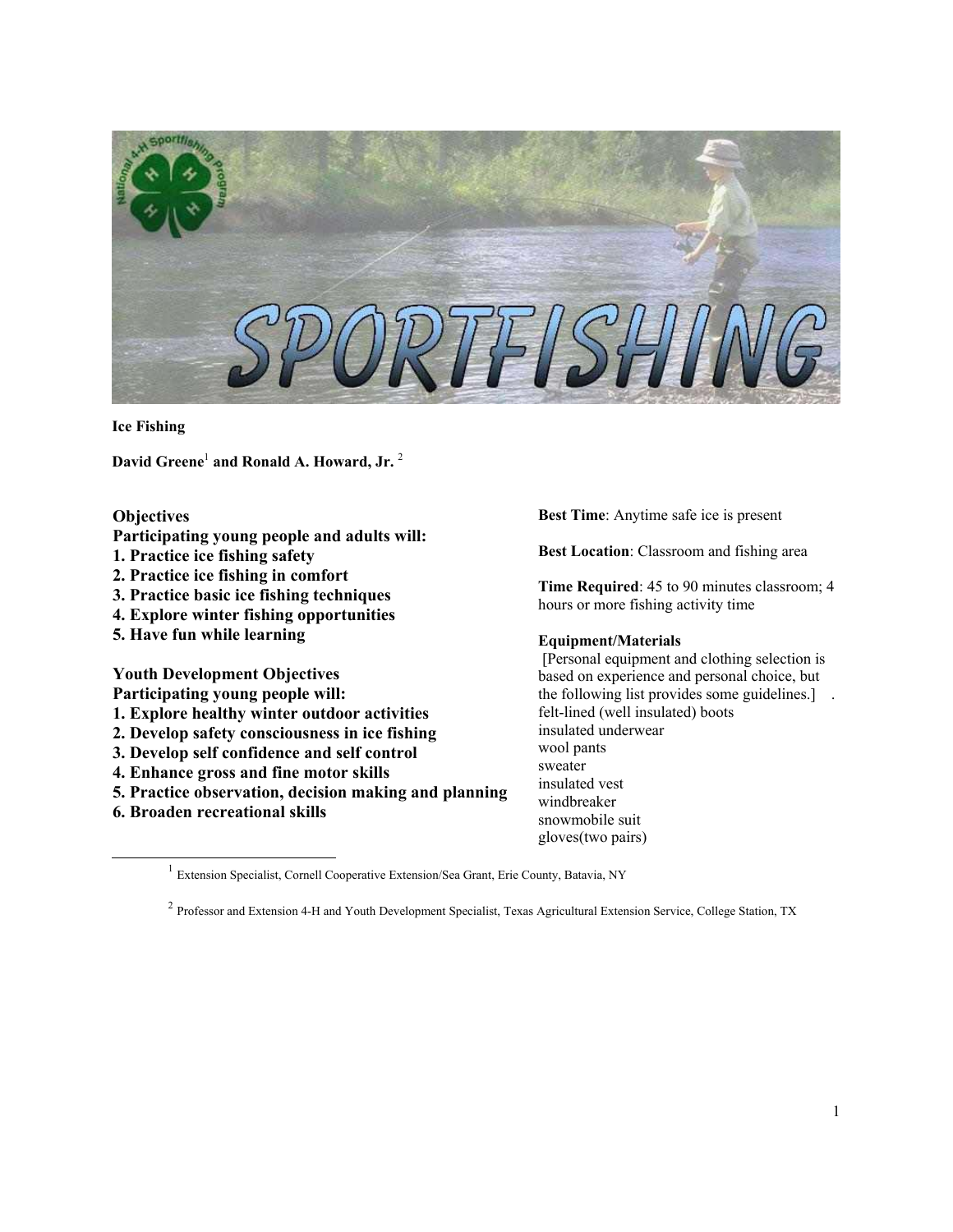# Ice Fishing

**David Greene[1] and Ronald A. Howard, Jr. [2]**

## Objectives

**Participating young people and adults will:**

1. **Practice ice fishing safety**
2. **Practice ice fishing in comfort**
3. **Practice basic ice fishing techniques**
4. **Explore winter fishing opportunities**
5. **Have fun while learning**

## Youth Development Objectives

**Participating young people will:**

1. **Explore healthy winter outdoor activities**
2. **Develop safety consciousness in ice fishing**
3. **Develop self confidence and self control**
4. **Enhance gross and fine motor skills**
5. **Practice observation, decision making and planning**
6. **Broaden recreational skills**

**Best Time**: Anytime safe ice is present

**Best Location**: Classroom and fishing area

**Time Required**: 45 to 90 minutes classroom; 4 hours or more fishing activity time

**Equipment/Materials**

[Personal equipment and clothing selection is based on experience and personal choice, but the following list provides some guidelines.] .

felt-lined (well insulated) boots
insulated underwear
wool pants
sweater
insulated vest
windbreaker
snowmobile suit
gloves(two pairs)

---

[1] Extension Specialist, Cornell Cooperative Extension/Sea Grant, Erie County, Batavia, NY

[2] Professor and Extension 4-H and Youth Development Specialist, Texas Agricultural Extension Service, College Station, TX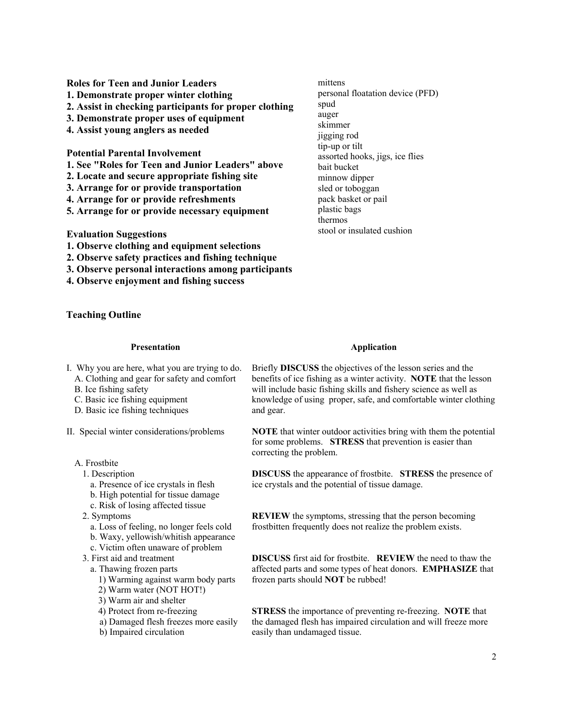**Roles for Teen and Junior Leaders**

**1. Demonstrate proper winter clothing**
**2. Assist in checking participants for proper clothing**
**3. Demonstrate proper uses of equipment**
**4. Assist young anglers as needed**

**Potential Parental Involvement**

**1. See "Roles for Teen and Junior Leaders" above**
**2. Locate and secure appropriate fishing site**
**3. Arrange for or provide transportation**
**4. Arrange for or provide refreshments**
**5. Arrange for or provide necessary equipment**

**Evaluation Suggestions**

**1. Observe clothing and equipment selections**
**2. Observe safety practices and fishing technique**
**3. Observe personal interactions among participants**
**4. Observe enjoyment and fishing success**

mittens
personal floatation device (PFD)
spud
auger
skimmer
jigging rod
tip-up or tilt
assorted hooks, jigs, ice flies
bait bucket
minnow dipper
sled or toboggan
pack basket or pail
plastic bags
thermos
stool or insulated cushion

**Teaching Outline**

| **Presentation** | **Application** |
|---|---|
| I. Why you are here, what you are trying to do.<br>A. Clothing and gear for safety and comfort<br>B. Ice fishing safety<br>C. Basic ice fishing equipment<br>D. Basic ice fishing techniques | Briefly **DISCUSS** the objectives of the lesson series and the benefits of ice fishing as a winter activity. **NOTE** that the lesson will include basic fishing skills and fishery science as well as knowledge of using proper, safe, and comfortable winter clothing and gear. |
| II. Special winter considerations/problems | **NOTE** that winter outdoor activities bring with them the potential for some problems. **STRESS** that prevention is easier than correcting the problem. |
| A. Frostbite<br>1. Description<br>a. Presence of ice crystals in flesh<br>b. High potential for tissue damage<br>c. Risk of losing affected tissue | **DISCUSS** the appearance of frostbite. **STRESS** the presence of ice crystals and the potential of tissue damage. |
| 2. Symptoms<br>a. Loss of feeling, no longer feels cold<br>b. Waxy, yellowish/whitish appearance<br>c. Victim often unaware of problem | **REVIEW** the symptoms, stressing that the person becoming frostbitten frequently does not realize the problem exists. |
| 3. First aid and treatment<br>a. Thawing frozen parts<br>1) Warming against warm body parts<br>2) Warm water (NOT HOT!)<br>3) Warm air and shelter | **DISCUSS** first aid for frostbite. **REVIEW** the need to thaw the affected parts and some types of heat donors. **EMPHASIZE** that frozen parts should **NOT** be rubbed! |
| 4) Protect from re-freezing<br>a) Damaged flesh freezes more easily<br>b) Impaired circulation | **STRESS** the importance of preventing re-freezing. **NOTE** that the damaged flesh has impaired circulation and will freeze more easily than undamaged tissue. |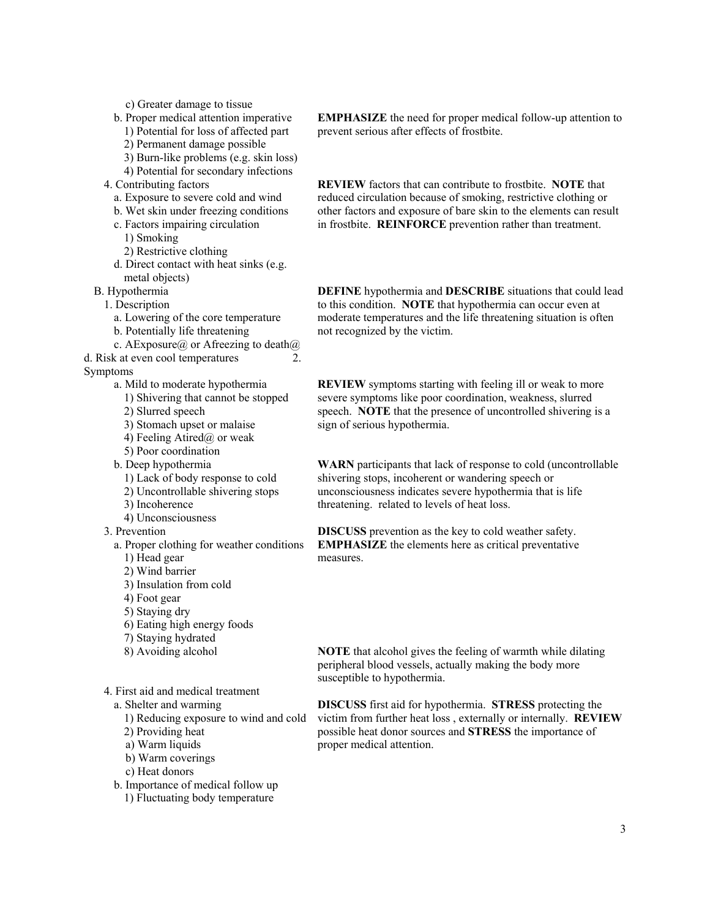c) Greater damage to tissue

b. Proper medical attention imperative
1) Potential for loss of affected part
2) Permanent damage possible
3) Burn-like problems (e.g. skin loss)
4) Potential for secondary infections

**EMPHASIZE** the need for proper medical follow-up attention to prevent serious after effects of frostbite.

4. Contributing factors
a. Exposure to severe cold and wind
b. Wet skin under freezing conditions
c. Factors impairing circulation
1) Smoking
2) Restrictive clothing
d. Direct contact with heat sinks (e.g. metal objects)

**REVIEW** factors that can contribute to frostbite. **NOTE** that reduced circulation because of smoking, restrictive clothing or other factors and exposure of bare skin to the elements can result in frostbite. **REINFORCE** prevention rather than treatment.

B. Hypothermia
1. Description
a. Lowering of the core temperature
b. Potentially life threatening
c. AExposure@ or Afreezing to death@
d. Risk at even cool temperatures

**DEFINE** hypothermia and **DESCRIBE** situations that could lead to this condition. **NOTE** that hypothermia can occur even at moderate temperatures and the life threatening situation is often not recognized by the victim.

2. Symptoms
a. Mild to moderate hypothermia
1) Shivering that cannot be stopped
2) Slurred speech
3) Stomach upset or malaise
4) Feeling Atired@ or weak
5) Poor coordination

**REVIEW** symptoms starting with feeling ill or weak to more severe symptoms like poor coordination, weakness, slurred speech. **NOTE** that the presence of uncontrolled shivering is a sign of serious hypothermia.

b. Deep hypothermia
1) Lack of body response to cold
2) Uncontrollable shivering stops
3) Incoherence
4) Unconsciousness

**WARN** participants that lack of response to cold (uncontrollable shivering stops, incoherent or wandering speech or unconsciousness indicates severe hypothermia that is life threatening. related to levels of heat loss.

3. Prevention
a. Proper clothing for weather conditions
1) Head gear
2) Wind barrier
3) Insulation from cold
4) Foot gear
5) Staying dry
6) Eating high energy foods
7) Staying hydrated
8) Avoiding alcohol

**DISCUSS** prevention as the key to cold weather safety. **EMPHASIZE** the elements here as critical preventative measures.

**NOTE** that alcohol gives the feeling of warmth while dilating peripheral blood vessels, actually making the body more susceptible to hypothermia.

4. First aid and medical treatment
a. Shelter and warming
1) Reducing exposure to wind and cold
2) Providing heat
a) Warm liquids
b) Warm coverings
c) Heat donors

b. Importance of medical follow up
1) Fluctuating body temperature

**DISCUSS** first aid for hypothermia. **STRESS** protecting the victim from further heat loss , externally or internally. **REVIEW** possible heat donor sources and **STRESS** the importance of proper medical attention.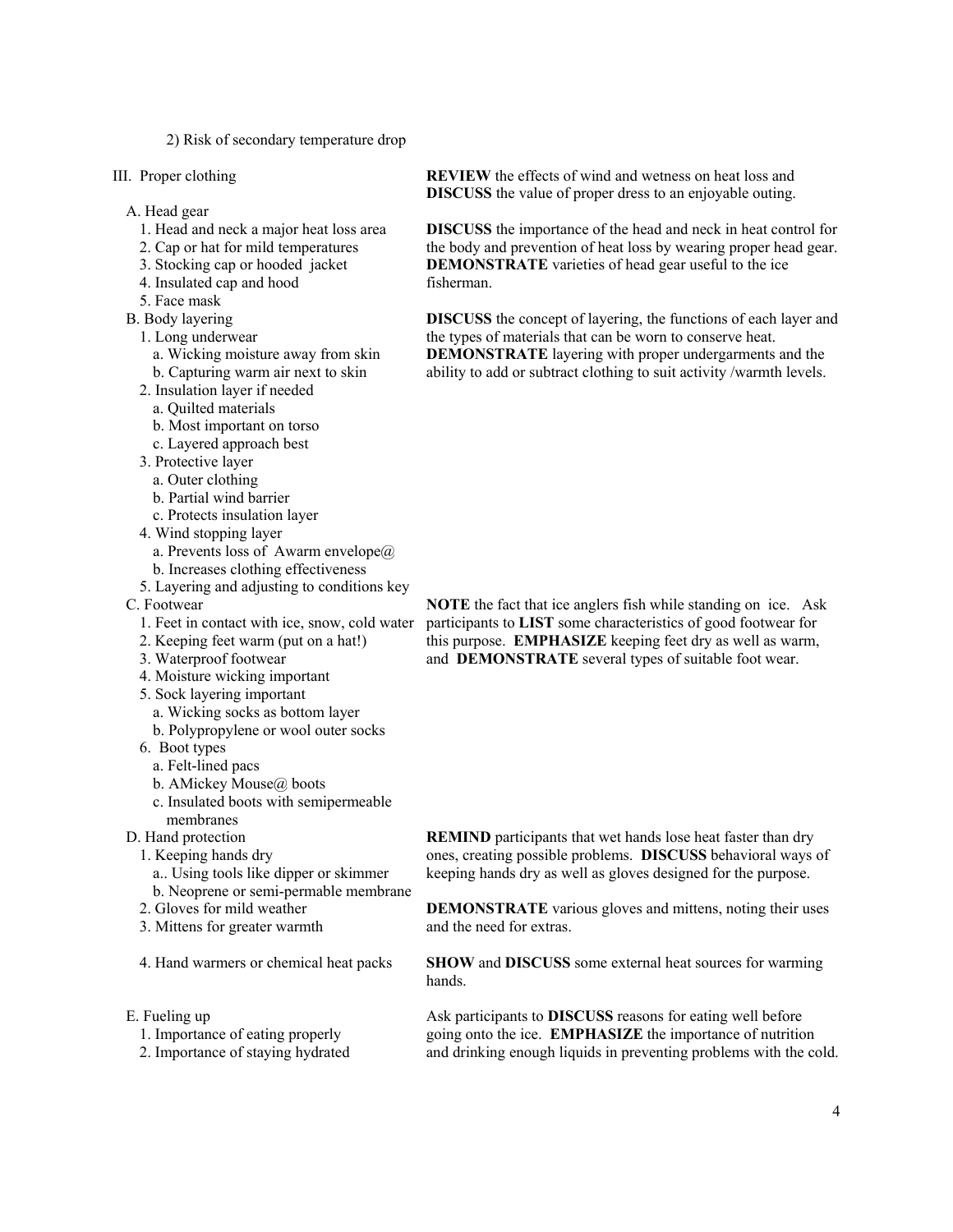2) Risk of secondary temperature drop

| Outline | Instructor Notes |
|---|---|
| III. Proper clothing | **REVIEW** the effects of wind and wetness on heat loss and **DISCUSS** the value of proper dress to an enjoyable outing. |
| A. Head gear<br>1. Head and neck a major heat loss area<br>2. Cap or hat for mild temperatures<br>3. Stocking cap or hooded jacket<br>4. Insulated cap and hood<br>5. Face mask | **DISCUSS** the importance of the head and neck in heat control for the body and prevention of heat loss by wearing proper head gear. **DEMONSTRATE** varieties of head gear useful to the ice fisherman. |
| B. Body layering<br>1. Long underwear<br>a. Wicking moisture away from skin<br>b. Capturing warm air next to skin<br>2. Insulation layer if needed<br>a. Quilted materials<br>b. Most important on torso<br>c. Layered approach best<br>3. Protective layer<br>a. Outer clothing<br>b. Partial wind barrier<br>c. Protects insulation layer<br>4. Wind stopping layer<br>a. Prevents loss of Awarm envelope@<br>b. Increases clothing effectiveness<br>5. Layering and adjusting to conditions key | **DISCUSS** the concept of layering, the functions of each layer and the types of materials that can be worn to conserve heat. **DEMONSTRATE** layering with proper undergarments and the ability to add or subtract clothing to suit activity /warmth levels. |
| C. Footwear<br>1. Feet in contact with ice, snow, cold water<br>2. Keeping feet warm (put on a hat!)<br>3. Waterproof footwear<br>4. Moisture wicking important<br>5. Sock layering important<br>a. Wicking socks as bottom layer<br>b. Polypropylene or wool outer socks<br>6. Boot types<br>a. Felt-lined pacs<br>b. AMickey Mouse@ boots<br>c. Insulated boots with semipermeable membranes | **NOTE** the fact that ice anglers fish while standing on ice. Ask participants to **LIST** some characteristics of good footwear for this purpose. **EMPHASIZE** keeping feet dry as well as warm, and **DEMONSTRATE** several types of suitable foot wear. |
| D. Hand protection<br>1. Keeping hands dry<br>a.. Using tools like dipper or skimmer<br>b. Neoprene or semi-permable membrane | **REMIND** participants that wet hands lose heat faster than dry ones, creating possible problems. **DISCUSS** behavioral ways of keeping hands dry as well as gloves designed for the purpose. |
| 2. Gloves for mild weather<br>3. Mittens for greater warmth | **DEMONSTRATE** various gloves and mittens, noting their uses and the need for extras. |
| 4. Hand warmers or chemical heat packs | **SHOW** and **DISCUSS** some external heat sources for warming hands. |
| E. Fueling up<br>1. Importance of eating properly<br>2. Importance of staying hydrated | Ask participants to **DISCUSS** reasons for eating well before going onto the ice. **EMPHASIZE** the importance of nutrition and drinking enough liquids in preventing problems with the cold. |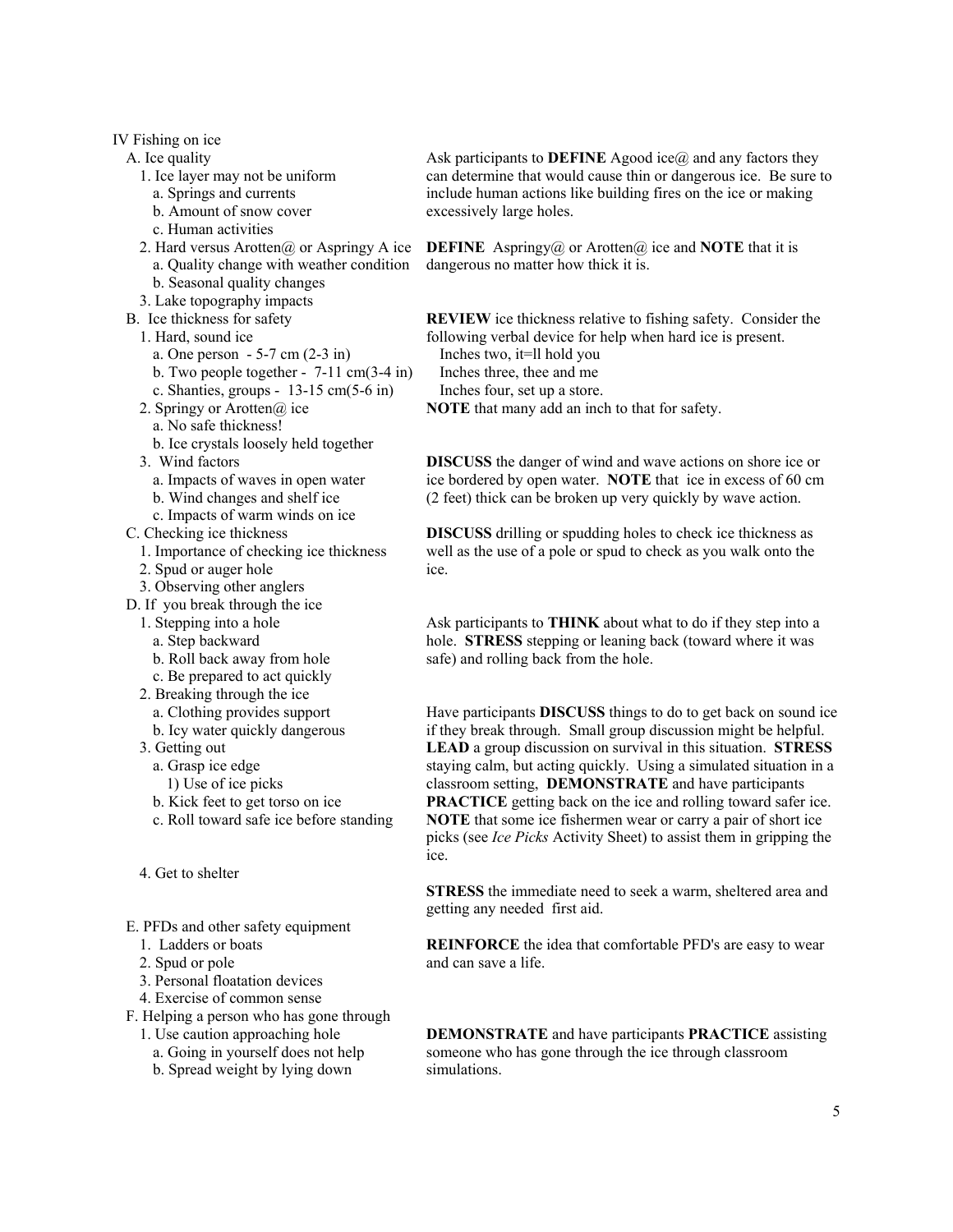IV Fishing on ice

| Topic | Instructions |
| --- | --- |
| A. Ice quality<br>1. Ice layer may not be uniform<br>a. Springs and currents<br>b. Amount of snow cover<br>c. Human activities | Ask participants to **DEFINE** Agood ice@ and any factors they can determine that would cause thin or dangerous ice. Be sure to include human actions like building fires on the ice or making excessively large holes. |
| 2. Hard versus Arotten@ or Aspringy A ice<br>a. Quality change with weather condition<br>b. Seasonal quality changes<br>3. Lake topography impacts | **DEFINE** Aspringy@ or Arotten@ ice and **NOTE** that it is dangerous no matter how thick it is. |
| B. Ice thickness for safety<br>1. Hard, sound ice<br>a. One person - 5-7 cm (2-3 in)<br>b. Two people together - 7-11 cm(3-4 in)<br>c. Shanties, groups - 13-15 cm(5-6 in)<br>2. Springy or Arotten@ ice<br>a. No safe thickness!<br>b. Ice crystals loosely held together | **REVIEW** ice thickness relative to fishing safety. Consider the following verbal device for help when hard ice is present.<br>Inches two, it=ll hold you<br>Inches three, thee and me<br>Inches four, set up a store.<br>**NOTE** that many add an inch to that for safety. |
| 3. Wind factors<br>a. Impacts of waves in open water<br>b. Wind changes and shelf ice<br>c. Impacts of warm winds on ice | **DISCUSS** the danger of wind and wave actions on shore ice or ice bordered by open water. **NOTE** that ice in excess of 60 cm (2 feet) thick can be broken up very quickly by wave action. |
| C. Checking ice thickness<br>1. Importance of checking ice thickness<br>2. Spud or auger hole<br>3. Observing other anglers | **DISCUSS** drilling or spudding holes to check ice thickness as well as the use of a pole or spud to check as you walk onto the ice. |
| D. If you break through the ice<br>1. Stepping into a hole<br>a. Step backward<br>b. Roll back away from hole<br>c. Be prepared to act quickly | Ask participants to **THINK** about what to do if they step into a hole. **STRESS** stepping or leaning back (toward where it was safe) and rolling back from the hole. |
| 2. Breaking through the ice<br>a. Clothing provides support<br>b. Icy water quickly dangerous<br>3. Getting out<br>a. Grasp ice edge<br>1) Use of ice picks<br>b. Kick feet to get torso on ice<br>c. Roll toward safe ice before standing | Have participants **DISCUSS** things to do to get back on sound ice if they break through. Small group discussion might be helpful. **LEAD** a group discussion on survival in this situation. **STRESS** staying calm, but acting quickly. Using a simulated situation in a classroom setting, **DEMONSTRATE** and have participants **PRACTICE** getting back on the ice and rolling toward safer ice. **NOTE** that some ice fishermen wear or carry a pair of short ice picks (see *Ice Picks* Activity Sheet) to assist them in gripping the ice. |
| 4. Get to shelter | **STRESS** the immediate need to seek a warm, sheltered area and getting any needed first aid. |
| E. PFDs and other safety equipment<br>1. Ladders or boats<br>2. Spud or pole<br>3. Personal floatation devices<br>4. Exercise of common sense | **REINFORCE** the idea that comfortable PFD's are easy to wear and can save a life. |
| F. Helping a person who has gone through<br>1. Use caution approaching hole<br>a. Going in yourself does not help<br>b. Spread weight by lying down | **DEMONSTRATE** and have participants **PRACTICE** assisting someone who has gone through the ice through classroom simulations. |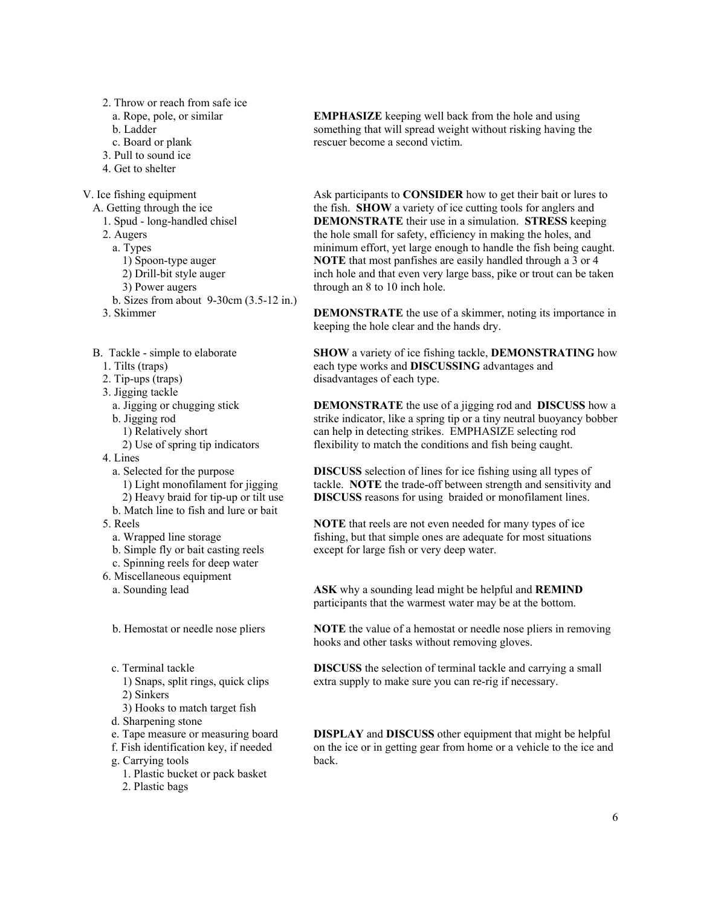2. Throw or reach from safe ice
   a. Rope, pole, or similar
   b. Ladder
   c. Board or plank
3. Pull to sound ice
4. Get to shelter

**EMPHASIZE** keeping well back from the hole and using something that will spread weight without risking having the rescuer become a second victim.

V. Ice fishing equipment

A. Getting through the ice
1. Spud - long-handled chisel
2. Augers
   a. Types
      1) Spoon-type auger
      2) Drill-bit style auger
      3) Power augers
   b. Sizes from about 9-30cm (3.5-12 in.)

Ask participants to **CONSIDER** how to get their bait or lures to the fish. **SHOW** a variety of ice cutting tools for anglers and **DEMONSTRATE** their use in a simulation. **STRESS** keeping the hole small for safety, efficiency in making the holes, and minimum effort, yet large enough to handle the fish being caught. **NOTE** that most panfishes are easily handled through a 3 or 4 inch hole and that even very large bass, pike or trout can be taken through an 8 to 10 inch hole.

3. Skimmer

**DEMONSTRATE** the use of a skimmer, noting its importance in keeping the hole clear and the hands dry.

B. Tackle - simple to elaborate
1. Tilts (traps)
2. Tip-ups (traps)

**SHOW** a variety of ice fishing tackle, **DEMONSTRATING** how each type works and **DISCUSSING** advantages and disadvantages of each type.

3. Jigging tackle
   a. Jigging or chugging stick
   b. Jigging rod
      1) Relatively short
      2) Use of spring tip indicators

**DEMONSTRATE** the use of a jigging rod and **DISCUSS** how a strike indicator, like a spring tip or a tiny neutral buoyancy bobber can help in detecting strikes. EMPHASIZE selecting rod flexibility to match the conditions and fish being caught.

4. Lines
   a. Selected for the purpose
      1) Light monofilament for jigging
      2) Heavy braid for tip-up or tilt use
   b. Match line to fish and lure or bait

**DISCUSS** selection of lines for ice fishing using all types of tackle. **NOTE** the trade-off between strength and sensitivity and **DISCUSS** reasons for using braided or monofilament lines.

5. Reels
   a. Wrapped line storage
   b. Simple fly or bait casting reels
   c. Spinning reels for deep water

**NOTE** that reels are not even needed for many types of ice fishing, but that simple ones are adequate for most situations except for large fish or very deep water.

6. Miscellaneous equipment
   a. Sounding lead

**ASK** why a sounding lead might be helpful and **REMIND** participants that the warmest water may be at the bottom.

   b. Hemostat or needle nose pliers

**NOTE** the value of a hemostat or needle nose pliers in removing hooks and other tasks without removing gloves.

   c. Terminal tackle
      1) Snaps, split rings, quick clips
      2) Sinkers
      3) Hooks to match target fish

**DISCUSS** the selection of terminal tackle and carrying a small extra supply to make sure you can re-rig if necessary.

   d. Sharpening stone
   e. Tape measure or measuring board
   f. Fish identification key, if needed
   g. Carrying tools
      1. Plastic bucket or pack basket
      2. Plastic bags

**DISPLAY** and **DISCUSS** other equipment that might be helpful on the ice or in getting gear from home or a vehicle to the ice and back.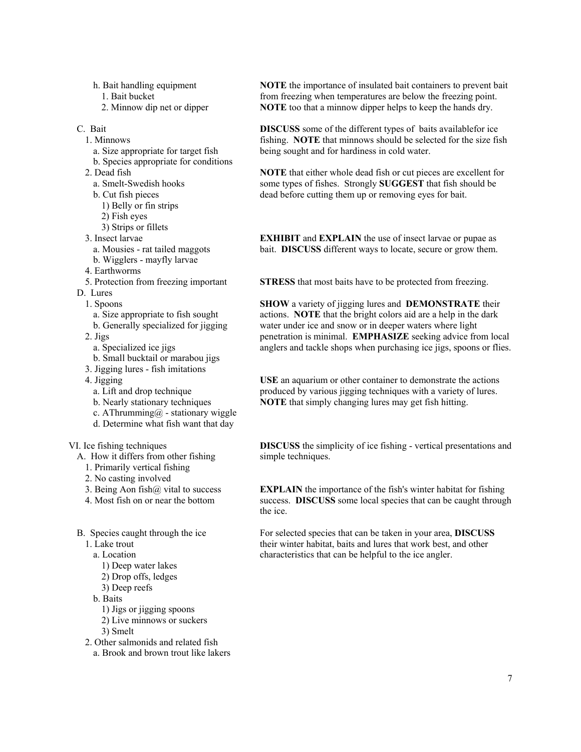h. Bait handling equipment
   1. Bait bucket
   2. Minnow dip net or dipper

**NOTE** the importance of insulated bait containers to prevent bait from freezing when temperatures are below the freezing point. **NOTE** too that a minnow dipper helps to keep the hands dry.

C. Bait
   1. Minnows
      a. Size appropriate for target fish
      b. Species appropriate for conditions
   2. Dead fish
      a. Smelt-Swedish hooks
      b. Cut fish pieces
         1) Belly or fin strips
         2) Fish eyes
         3) Strips or fillets
   3. Insect larvae
      a. Mousies - rat tailed maggots
      b. Wigglers - mayfly larvae
   4. Earthworms
   5. Protection from freezing important

**DISCUSS** some of the different types of baits availablefor ice fishing. **NOTE** that minnows should be selected for the size fish being sought and for hardiness in cold water.

**NOTE** that either whole dead fish or cut pieces are excellent for some types of fishes. Strongly **SUGGEST** that fish should be dead before cutting them up or removing eyes for bait.

**EXHIBIT** and **EXPLAIN** the use of insect larvae or pupae as bait. **DISCUSS** different ways to locate, secure or grow them.

**STRESS** that most baits have to be protected from freezing.

D. Lures
   1. Spoons
      a. Size appropriate to fish sought
      b. Generally specialized for jigging
   2. Jigs
      a. Specialized ice jigs
      b. Small bucktail or marabou jigs
   3. Jigging lures - fish imitations
   4. Jigging
      a. Lift and drop technique
      b. Nearly stationary techniques
      c. AThrumming@ - stationary wiggle
      d. Determine what fish want that day

**SHOW** a variety of jigging lures and **DEMONSTRATE** their actions. **NOTE** that the bright colors aid are a help in the dark water under ice and snow or in deeper waters where light penetration is minimal. **EMPHASIZE** seeking advice from local anglers and tackle shops when purchasing ice jigs, spoons or flies.

**USE** an aquarium or other container to demonstrate the actions produced by various jigging techniques with a variety of lures. **NOTE** that simply changing lures may get fish hitting.

VI. Ice fishing techniques
   A. How it differs from other fishing
      1. Primarily vertical fishing
      2. No casting involved
      3. Being Aon fish@ vital to success
      4. Most fish on or near the bottom

**DISCUSS** the simplicity of ice fishing - vertical presentations and simple techniques.

**EXPLAIN** the importance of the fish's winter habitat for fishing success. **DISCUSS** some local species that can be caught through the ice.

   B. Species caught through the ice
      1. Lake trout
         a. Location
            1) Deep water lakes
            2) Drop offs, ledges
            3) Deep reefs
         b. Baits
            1) Jigs or jigging spoons
            2) Live minnows or suckers
            3) Smelt
      2. Other salmonids and related fish
         a. Brook and brown trout like lakers

For selected species that can be taken in your area, **DISCUSS** their winter habitat, baits and lures that work best, and other characteristics that can be helpful to the ice angler.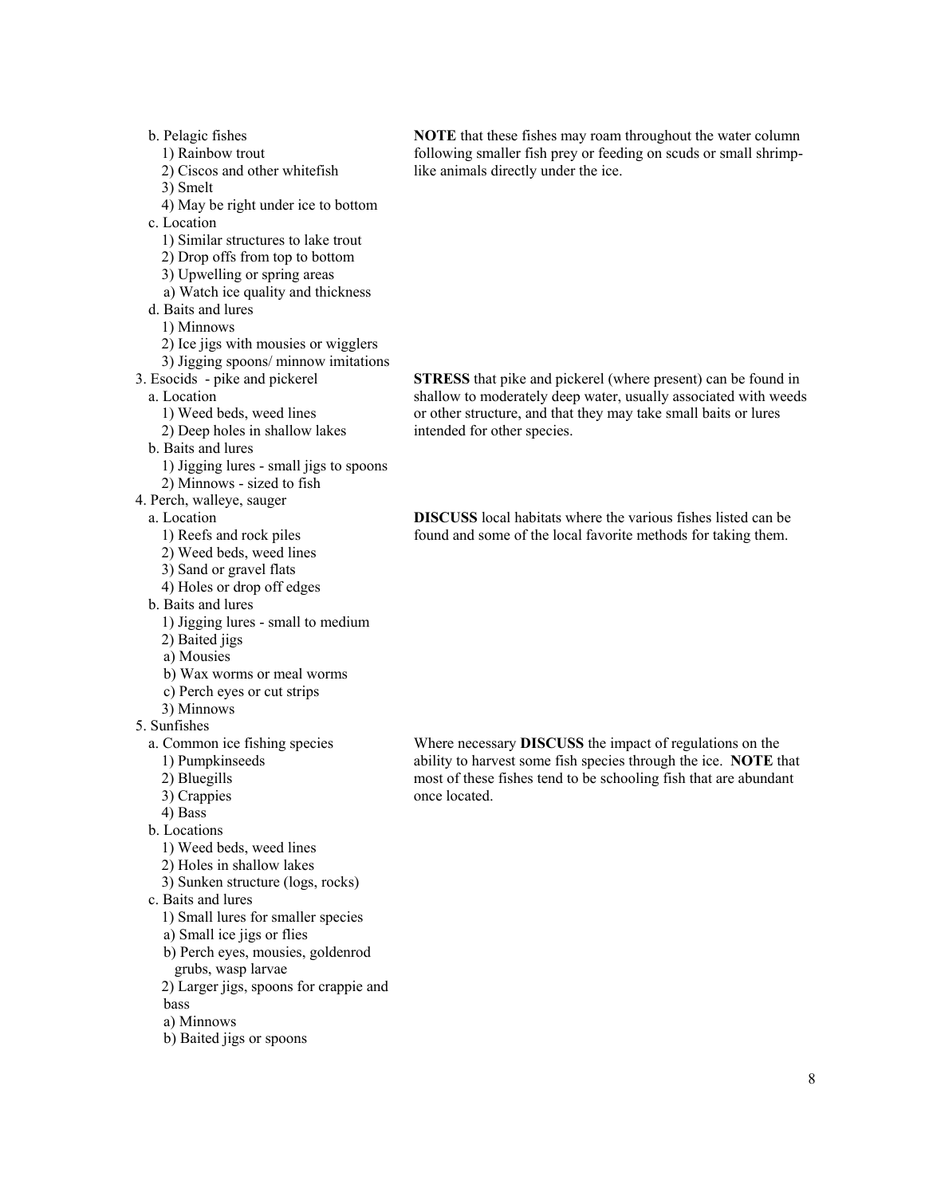b. Pelagic fishes
   1) Rainbow trout
   2) Ciscos and other whitefish
   3) Smelt
   4) May be right under ice to bottom

**NOTE** that these fishes may roam throughout the water column following smaller fish prey or feeding on scuds or small shrimp-like animals directly under the ice.

c. Location
   1) Similar structures to lake trout
   2) Drop offs from top to bottom
   3) Upwelling or spring areas
   a) Watch ice quality and thickness

d. Baits and lures
   1) Minnows
   2) Ice jigs with mousies or wigglers
   3) Jigging spoons/ minnow imitations

3. Esocids - pike and pickerel
   a. Location
      1) Weed beds, weed lines
      2) Deep holes in shallow lakes
   b. Baits and lures
      1) Jigging lures - small jigs to spoons
      2) Minnows - sized to fish

**STRESS** that pike and pickerel (where present) can be found in shallow to moderately deep water, usually associated with weeds or other structure, and that they may take small baits or lures intended for other species.

4. Perch, walleye, sauger
   a. Location
      1) Reefs and rock piles
      2) Weed beds, weed lines
      3) Sand or gravel flats
      4) Holes or drop off edges
   b. Baits and lures
      1) Jigging lures - small to medium
      2) Baited jigs
      a) Mousies
      b) Wax worms or meal worms
      c) Perch eyes or cut strips
      3) Minnows

**DISCUSS** local habitats where the various fishes listed can be found and some of the local favorite methods for taking them.

5. Sunfishes
   a. Common ice fishing species
      1) Pumpkinseeds
      2) Bluegills
      3) Crappies
      4) Bass
   b. Locations
      1) Weed beds, weed lines
      2) Holes in shallow lakes
      3) Sunken structure (logs, rocks)
   c. Baits and lures
      1) Small lures for smaller species
      a) Small ice jigs or flies
      b) Perch eyes, mousies, goldenrod grubs, wasp larvae
      2) Larger jigs, spoons for crappie and bass
      a) Minnows
      b) Baited jigs or spoons

Where necessary **DISCUSS** the impact of regulations on the ability to harvest some fish species through the ice. **NOTE** that most of these fishes tend to be schooling fish that are abundant once located.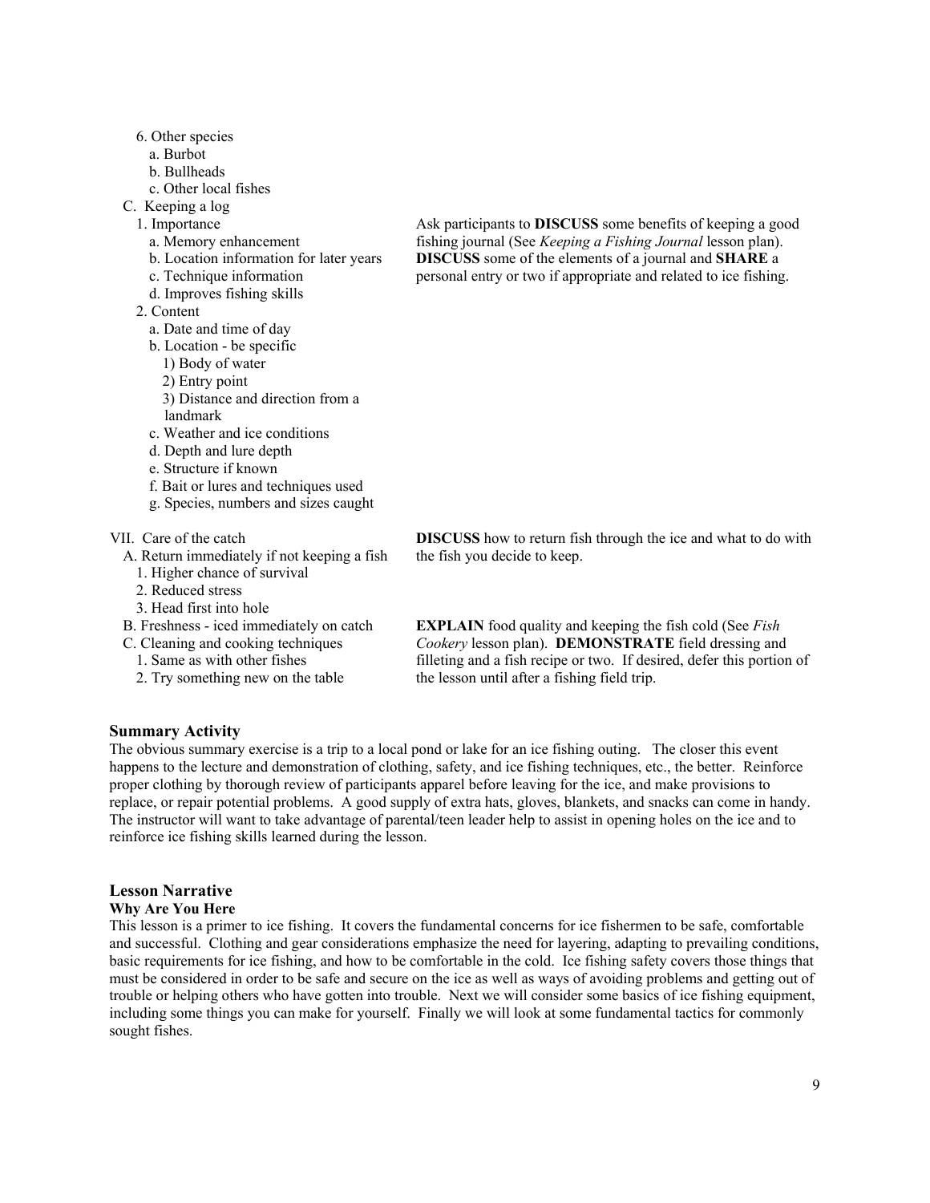6. Other species
   a. Burbot
   b. Bullheads
   c. Other local fishes

C. Keeping a log
   1. Importance
      a. Memory enhancement
      b. Location information for later years
      c. Technique information
      d. Improves fishing skills
   2. Content
      a. Date and time of day
      b. Location - be specific
         1) Body of water
         2) Entry point
         3) Distance and direction from a landmark
      c. Weather and ice conditions
      d. Depth and lure depth
      e. Structure if known
      f. Bait or lures and techniques used
      g. Species, numbers and sizes caught

Ask participants to **DISCUSS** some benefits of keeping a good fishing journal (See *Keeping a Fishing Journal* lesson plan). **DISCUSS** some of the elements of a journal and **SHARE** a personal entry or two if appropriate and related to ice fishing.

VII. Care of the catch
   A. Return immediately if not keeping a fish
      1. Higher chance of survival
      2. Reduced stress
      3. Head first into hole

**DISCUSS** how to return fish through the ice and what to do with the fish you decide to keep.

   B. Freshness - iced immediately on catch
   C. Cleaning and cooking techniques
      1. Same as with other fishes
      2. Try something new on the table

**EXPLAIN** food quality and keeping the fish cold (See *Fish Cookery* lesson plan). **DEMONSTRATE** field dressing and filleting and a fish recipe or two. If desired, defer this portion of the lesson until after a fishing field trip.

### Summary Activity

The obvious summary exercise is a trip to a local pond or lake for an ice fishing outing. The closer this event happens to the lecture and demonstration of clothing, safety, and ice fishing techniques, etc., the better. Reinforce proper clothing by thorough review of participants apparel before leaving for the ice, and make provisions to replace, or repair potential problems. A good supply of extra hats, gloves, blankets, and snacks can come in handy. The instructor will want to take advantage of parental/teen leader help to assist in opening holes on the ice and to reinforce ice fishing skills learned during the lesson.

### Lesson Narrative

#### Why Are You Here

This lesson is a primer to ice fishing. It covers the fundamental concerns for ice fishermen to be safe, comfortable and successful. Clothing and gear considerations emphasize the need for layering, adapting to prevailing conditions, basic requirements for ice fishing, and how to be comfortable in the cold. Ice fishing safety covers those things that must be considered in order to be safe and secure on the ice as well as ways of avoiding problems and getting out of trouble or helping others who have gotten into trouble. Next we will consider some basics of ice fishing equipment, including some things you can make for yourself. Finally we will look at some fundamental tactics for commonly sought fishes.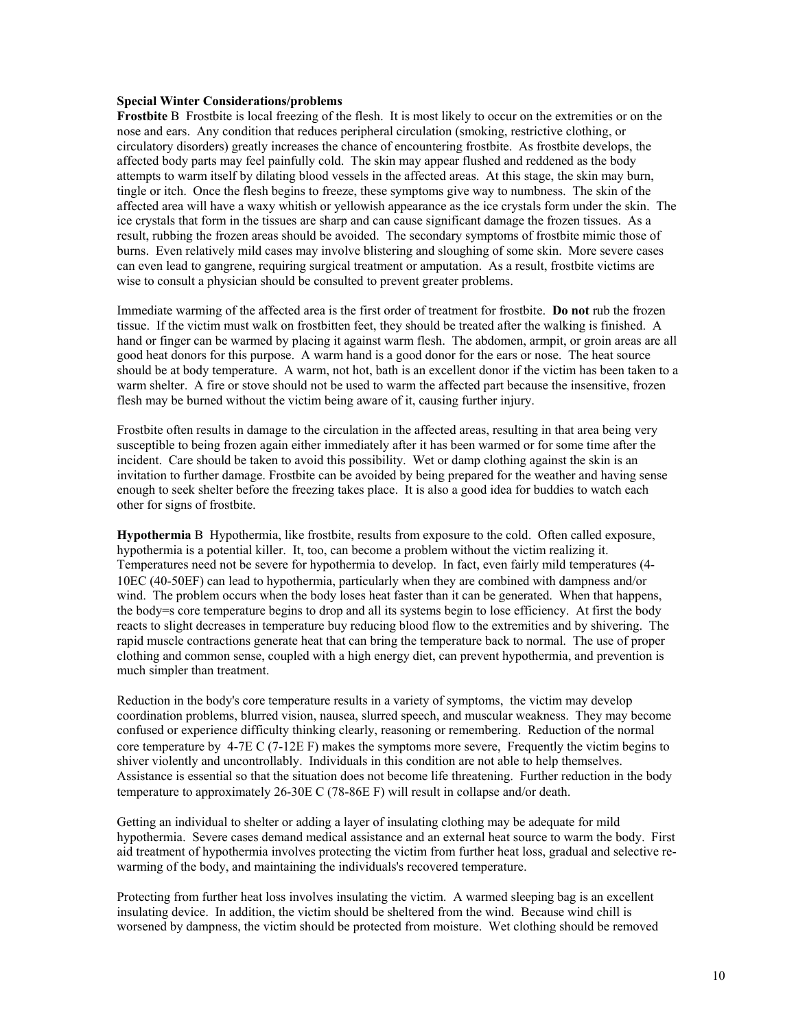**Special Winter Considerations/problems**

**Frostbite** B Frostbite is local freezing of the flesh. It is most likely to occur on the extremities or on the nose and ears. Any condition that reduces peripheral circulation (smoking, restrictive clothing, or circulatory disorders) greatly increases the chance of encountering frostbite. As frostbite develops, the affected body parts may feel painfully cold. The skin may appear flushed and reddened as the body attempts to warm itself by dilating blood vessels in the affected areas. At this stage, the skin may burn, tingle or itch. Once the flesh begins to freeze, these symptoms give way to numbness. The skin of the affected area will have a waxy whitish or yellowish appearance as the ice crystals form under the skin. The ice crystals that form in the tissues are sharp and can cause significant damage the frozen tissues. As a result, rubbing the frozen areas should be avoided. The secondary symptoms of frostbite mimic those of burns. Even relatively mild cases may involve blistering and sloughing of some skin. More severe cases can even lead to gangrene, requiring surgical treatment or amputation. As a result, frostbite victims are wise to consult a physician should be consulted to prevent greater problems.

Immediate warming of the affected area is the first order of treatment for frostbite. **Do not** rub the frozen tissue. If the victim must walk on frostbitten feet, they should be treated after the walking is finished. A hand or finger can be warmed by placing it against warm flesh. The abdomen, armpit, or groin areas are all good heat donors for this purpose. A warm hand is a good donor for the ears or nose. The heat source should be at body temperature. A warm, not hot, bath is an excellent donor if the victim has been taken to a warm shelter. A fire or stove should not be used to warm the affected part because the insensitive, frozen flesh may be burned without the victim being aware of it, causing further injury.

Frostbite often results in damage to the circulation in the affected areas, resulting in that area being very susceptible to being frozen again either immediately after it has been warmed or for some time after the incident. Care should be taken to avoid this possibility. Wet or damp clothing against the skin is an invitation to further damage. Frostbite can be avoided by being prepared for the weather and having sense enough to seek shelter before the freezing takes place. It is also a good idea for buddies to watch each other for signs of frostbite.

**Hypothermia** B Hypothermia, like frostbite, results from exposure to the cold. Often called exposure, hypothermia is a potential killer. It, too, can become a problem without the victim realizing it. Temperatures need not be severe for hypothermia to develop. In fact, even fairly mild temperatures (4-10EC (40-50EF) can lead to hypothermia, particularly when they are combined with dampness and/or wind. The problem occurs when the body loses heat faster than it can be generated. When that happens, the body=s core temperature begins to drop and all its systems begin to lose efficiency. At first the body reacts to slight decreases in temperature buy reducing blood flow to the extremities and by shivering. The rapid muscle contractions generate heat that can bring the temperature back to normal. The use of proper clothing and common sense, coupled with a high energy diet, can prevent hypothermia, and prevention is much simpler than treatment.

Reduction in the body's core temperature results in a variety of symptoms, the victim may develop coordination problems, blurred vision, nausea, slurred speech, and muscular weakness. They may become confused or experience difficulty thinking clearly, reasoning or remembering. Reduction of the normal core temperature by 4-7E C (7-12E F) makes the symptoms more severe, Frequently the victim begins to shiver violently and uncontrollably. Individuals in this condition are not able to help themselves. Assistance is essential so that the situation does not become life threatening. Further reduction in the body temperature to approximately 26-30E C (78-86E F) will result in collapse and/or death.

Getting an individual to shelter or adding a layer of insulating clothing may be adequate for mild hypothermia. Severe cases demand medical assistance and an external heat source to warm the body. First aid treatment of hypothermia involves protecting the victim from further heat loss, gradual and selective re-warming of the body, and maintaining the individuals's recovered temperature.

Protecting from further heat loss involves insulating the victim. A warmed sleeping bag is an excellent insulating device. In addition, the victim should be sheltered from the wind. Because wind chill is worsened by dampness, the victim should be protected from moisture. Wet clothing should be removed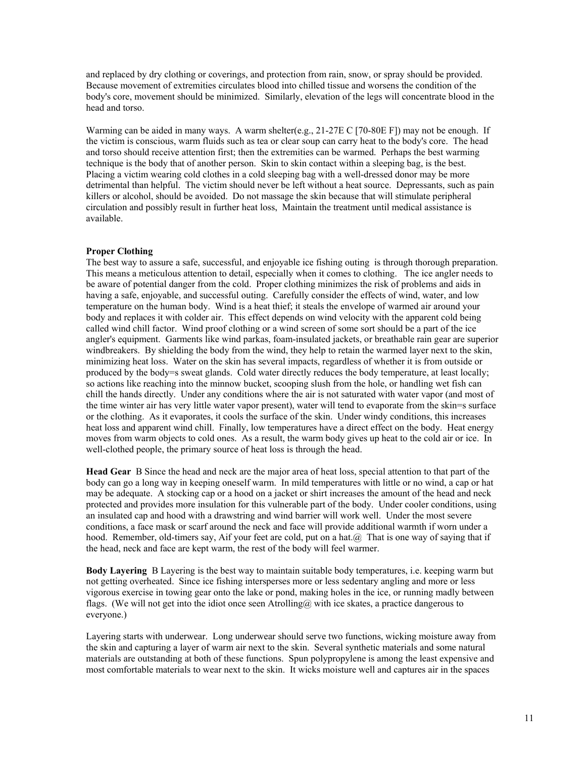and replaced by dry clothing or coverings, and protection from rain, snow, or spray should be provided. Because movement of extremities circulates blood into chilled tissue and worsens the condition of the body's core, movement should be minimized. Similarly, elevation of the legs will concentrate blood in the head and torso.

Warming can be aided in many ways. A warm shelter(e.g., 21-27E C [70-80E F]) may not be enough. If the victim is conscious, warm fluids such as tea or clear soup can carry heat to the body's core. The head and torso should receive attention first; then the extremities can be warmed. Perhaps the best warming technique is the body that of another person. Skin to skin contact within a sleeping bag, is the best. Placing a victim wearing cold clothes in a cold sleeping bag with a well-dressed donor may be more detrimental than helpful. The victim should never be left without a heat source. Depressants, such as pain killers or alcohol, should be avoided. Do not massage the skin because that will stimulate peripheral circulation and possibly result in further heat loss, Maintain the treatment until medical assistance is available.

**Proper Clothing**

The best way to assure a safe, successful, and enjoyable ice fishing outing is through thorough preparation. This means a meticulous attention to detail, especially when it comes to clothing. The ice angler needs to be aware of potential danger from the cold. Proper clothing minimizes the risk of problems and aids in having a safe, enjoyable, and successful outing. Carefully consider the effects of wind, water, and low temperature on the human body. Wind is a heat thief; it steals the envelope of warmed air around your body and replaces it with colder air. This effect depends on wind velocity with the apparent cold being called wind chill factor. Wind proof clothing or a wind screen of some sort should be a part of the ice angler's equipment. Garments like wind parkas, foam-insulated jackets, or breathable rain gear are superior windbreakers. By shielding the body from the wind, they help to retain the warmed layer next to the skin, minimizing heat loss. Water on the skin has several impacts, regardless of whether it is from outside or produced by the body=s sweat glands. Cold water directly reduces the body temperature, at least locally; so actions like reaching into the minnow bucket, scooping slush from the hole, or handling wet fish can chill the hands directly. Under any conditions where the air is not saturated with water vapor (and most of the time winter air has very little water vapor present), water will tend to evaporate from the skin=s surface or the clothing. As it evaporates, it cools the surface of the skin. Under windy conditions, this increases heat loss and apparent wind chill. Finally, low temperatures have a direct effect on the body. Heat energy moves from warm objects to cold ones. As a result, the warm body gives up heat to the cold air or ice. In well-clothed people, the primary source of heat loss is through the head.

**Head Gear** B Since the head and neck are the major area of heat loss, special attention to that part of the body can go a long way in keeping oneself warm. In mild temperatures with little or no wind, a cap or hat may be adequate. A stocking cap or a hood on a jacket or shirt increases the amount of the head and neck protected and provides more insulation for this vulnerable part of the body. Under cooler conditions, using an insulated cap and hood with a drawstring and wind barrier will work well. Under the most severe conditions, a face mask or scarf around the neck and face will provide additional warmth if worn under a hood. Remember, old-timers say, Aif your feet are cold, put on a hat.@ That is one way of saying that if the head, neck and face are kept warm, the rest of the body will feel warmer.

**Body Layering** B Layering is the best way to maintain suitable body temperatures, i.e. keeping warm but not getting overheated. Since ice fishing intersperses more or less sedentary angling and more or less vigorous exercise in towing gear onto the lake or pond, making holes in the ice, or running madly between flags. (We will not get into the idiot once seen Atrolling@ with ice skates, a practice dangerous to everyone.)

Layering starts with underwear. Long underwear should serve two functions, wicking moisture away from the skin and capturing a layer of warm air next to the skin. Several synthetic materials and some natural materials are outstanding at both of these functions. Spun polypropylene is among the least expensive and most comfortable materials to wear next to the skin. It wicks moisture well and captures air in the spaces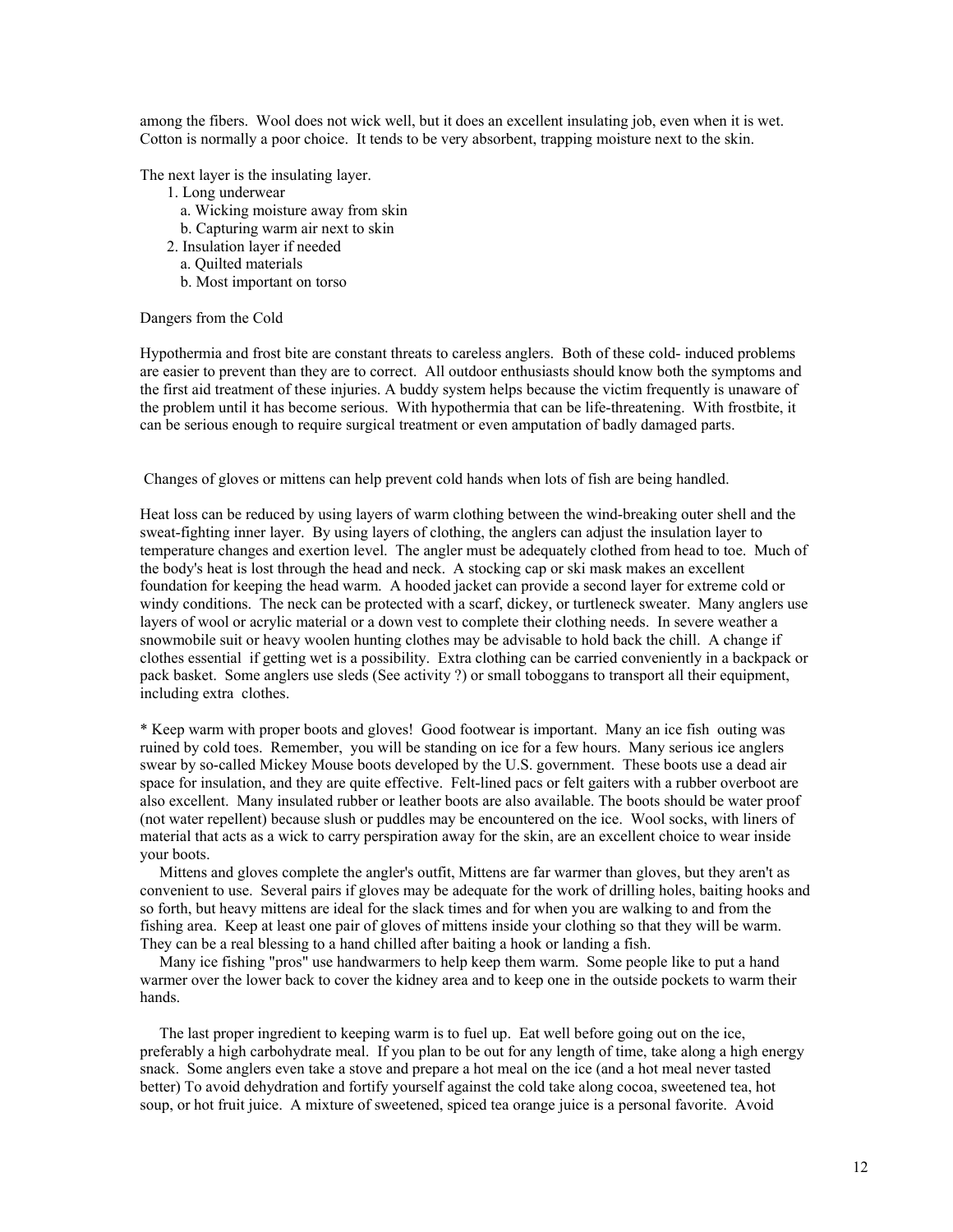among the fibers. Wool does not wick well, but it does an excellent insulating job, even when it is wet. Cotton is normally a poor choice. It tends to be very absorbent, trapping moisture next to the skin.

The next layer is the insulating layer.

1. Long underwear
   a. Wicking moisture away from skin
   b. Capturing warm air next to skin
2. Insulation layer if needed
   a. Quilted materials
   b. Most important on torso

Dangers from the Cold

Hypothermia and frost bite are constant threats to careless anglers. Both of these cold- induced problems are easier to prevent than they are to correct. All outdoor enthusiasts should know both the symptoms and the first aid treatment of these injuries. A buddy system helps because the victim frequently is unaware of the problem until it has become serious. With hypothermia that can be life-threatening. With frostbite, it can be serious enough to require surgical treatment or even amputation of badly damaged parts.

Changes of gloves or mittens can help prevent cold hands when lots of fish are being handled.

Heat loss can be reduced by using layers of warm clothing between the wind-breaking outer shell and the sweat-fighting inner layer. By using layers of clothing, the anglers can adjust the insulation layer to temperature changes and exertion level. The angler must be adequately clothed from head to toe. Much of the body's heat is lost through the head and neck. A stocking cap or ski mask makes an excellent foundation for keeping the head warm. A hooded jacket can provide a second layer for extreme cold or windy conditions. The neck can be protected with a scarf, dickey, or turtleneck sweater. Many anglers use layers of wool or acrylic material or a down vest to complete their clothing needs. In severe weather a snowmobile suit or heavy woolen hunting clothes may be advisable to hold back the chill. A change if clothes essential if getting wet is a possibility. Extra clothing can be carried conveniently in a backpack or pack basket. Some anglers use sleds (See activity ?) or small toboggans to transport all their equipment, including extra clothes.

* Keep warm with proper boots and gloves! Good footwear is important. Many an ice fish outing was ruined by cold toes. Remember, you will be standing on ice for a few hours. Many serious ice anglers swear by so-called Mickey Mouse boots developed by the U.S. government. These boots use a dead air space for insulation, and they are quite effective. Felt-lined pacs or felt gaiters with a rubber overboot are also excellent. Many insulated rubber or leather boots are also available. The boots should be water proof (not water repellent) because slush or puddles may be encountered on the ice. Wool socks, with liners of material that acts as a wick to carry perspiration away for the skin, are an excellent choice to wear inside your boots.

Mittens and gloves complete the angler's outfit, Mittens are far warmer than gloves, but they aren't as convenient to use. Several pairs if gloves may be adequate for the work of drilling holes, baiting hooks and so forth, but heavy mittens are ideal for the slack times and for when you are walking to and from the fishing area. Keep at least one pair of gloves of mittens inside your clothing so that they will be warm. They can be a real blessing to a hand chilled after baiting a hook or landing a fish.

Many ice fishing "pros" use handwarmers to help keep them warm. Some people like to put a hand warmer over the lower back to cover the kidney area and to keep one in the outside pockets to warm their hands.

The last proper ingredient to keeping warm is to fuel up. Eat well before going out on the ice, preferably a high carbohydrate meal. If you plan to be out for any length of time, take along a high energy snack. Some anglers even take a stove and prepare a hot meal on the ice (and a hot meal never tasted better) To avoid dehydration and fortify yourself against the cold take along cocoa, sweetened tea, hot soup, or hot fruit juice. A mixture of sweetened, spiced tea orange juice is a personal favorite. Avoid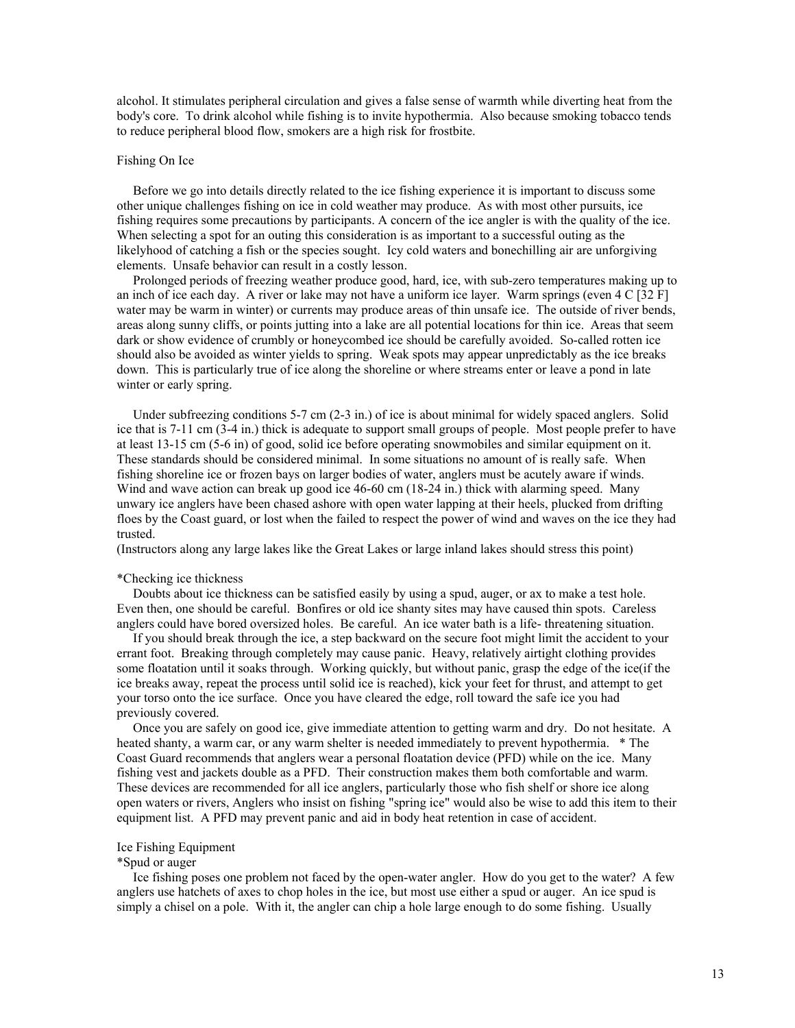alcohol. It stimulates peripheral circulation and gives a false sense of warmth while diverting heat from the body's core. To drink alcohol while fishing is to invite hypothermia. Also because smoking tobacco tends to reduce peripheral blood flow, smokers are a high risk for frostbite.

## Fishing On Ice

Before we go into details directly related to the ice fishing experience it is important to discuss some other unique challenges fishing on ice in cold weather may produce. As with most other pursuits, ice fishing requires some precautions by participants. A concern of the ice angler is with the quality of the ice. When selecting a spot for an outing this consideration is as important to a successful outing as the likelyhood of catching a fish or the species sought. Icy cold waters and bonechilling air are unforgiving elements. Unsafe behavior can result in a costly lesson.

Prolonged periods of freezing weather produce good, hard, ice, with sub-zero temperatures making up to an inch of ice each day. A river or lake may not have a uniform ice layer. Warm springs (even 4 C [32 F] water may be warm in winter) or currents may produce areas of thin unsafe ice. The outside of river bends, areas along sunny cliffs, or points jutting into a lake are all potential locations for thin ice. Areas that seem dark or show evidence of crumbly or honeycombed ice should be carefully avoided. So-called rotten ice should also be avoided as winter yields to spring. Weak spots may appear unpredictably as the ice breaks down. This is particularly true of ice along the shoreline or where streams enter or leave a pond in late winter or early spring.

Under subfreezing conditions 5-7 cm (2-3 in.) of ice is about minimal for widely spaced anglers. Solid ice that is 7-11 cm (3-4 in.) thick is adequate to support small groups of people. Most people prefer to have at least 13-15 cm (5-6 in) of good, solid ice before operating snowmobiles and similar equipment on it. These standards should be considered minimal. In some situations no amount of is really safe. When fishing shoreline ice or frozen bays on larger bodies of water, anglers must be acutely aware if winds. Wind and wave action can break up good ice 46-60 cm (18-24 in.) thick with alarming speed. Many unwary ice anglers have been chased ashore with open water lapping at their heels, plucked from drifting floes by the Coast guard, or lost when the failed to respect the power of wind and waves on the ice they had trusted.
(Instructors along any large lakes like the Great Lakes or large inland lakes should stress this point)

### *Checking ice thickness

Doubts about ice thickness can be satisfied easily by using a spud, auger, or ax to make a test hole. Even then, one should be careful. Bonfires or old ice shanty sites may have caused thin spots. Careless anglers could have bored oversized holes. Be careful. An ice water bath is a life- threatening situation.

If you should break through the ice, a step backward on the secure foot might limit the accident to your errant foot. Breaking through completely may cause panic. Heavy, relatively airtight clothing provides some floatation until it soaks through. Working quickly, but without panic, grasp the edge of the ice(if the ice breaks away, repeat the process until solid ice is reached), kick your feet for thrust, and attempt to get your torso onto the ice surface. Once you have cleared the edge, roll toward the safe ice you had previously covered.

Once you are safely on good ice, give immediate attention to getting warm and dry. Do not hesitate. A heated shanty, a warm car, or any warm shelter is needed immediately to prevent hypothermia. * The Coast Guard recommends that anglers wear a personal floatation device (PFD) while on the ice. Many fishing vest and jackets double as a PFD. Their construction makes them both comfortable and warm. These devices are recommended for all ice anglers, particularly those who fish shelf or shore ice along open waters or rivers, Anglers who insist on fishing "spring ice" would also be wise to add this item to their equipment list. A PFD may prevent panic and aid in body heat retention in case of accident.

## Ice Fishing Equipment

### *Spud or auger

Ice fishing poses one problem not faced by the open-water angler. How do you get to the water? A few anglers use hatchets of axes to chop holes in the ice, but most use either a spud or auger. An ice spud is simply a chisel on a pole. With it, the angler can chip a hole large enough to do some fishing. Usually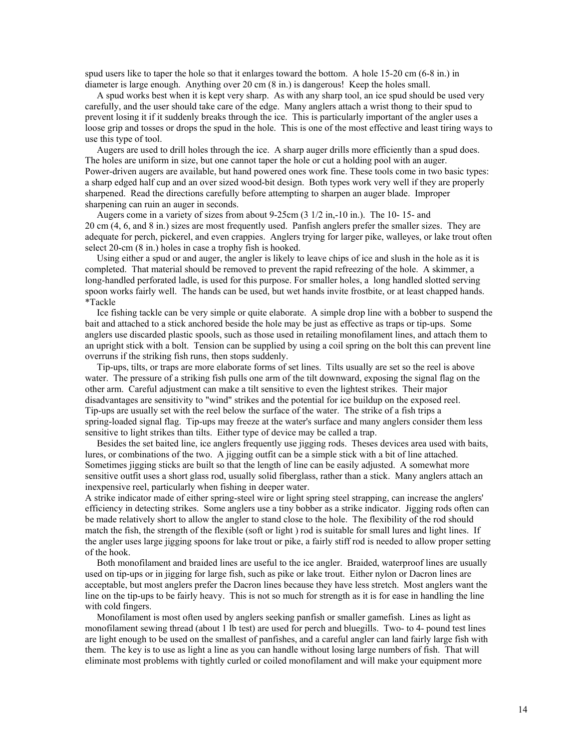spud users like to taper the hole so that it enlarges toward the bottom. A hole 15-20 cm (6-8 in.) in diameter is large enough. Anything over 20 cm (8 in.) is dangerous! Keep the holes small.

A spud works best when it is kept very sharp. As with any sharp tool, an ice spud should be used very carefully, and the user should take care of the edge. Many anglers attach a wrist thong to their spud to prevent losing it if it suddenly breaks through the ice. This is particularly important of the angler uses a loose grip and tosses or drops the spud in the hole. This is one of the most effective and least tiring ways to use this type of tool.

Augers are used to drill holes through the ice. A sharp auger drills more efficiently than a spud does. The holes are uniform in size, but one cannot taper the hole or cut a holding pool with an auger. Power-driven augers are available, but hand powered ones work fine. These tools come in two basic types: a sharp edged half cup and an over sized wood-bit design. Both types work very well if they are properly sharpened. Read the directions carefully before attempting to sharpen an auger blade. Improper sharpening can ruin an auger in seconds.

Augers come in a variety of sizes from about 9-25cm (3 1/2 in,-10 in.). The 10- 15- and 20 cm (4, 6, and 8 in.) sizes are most frequently used. Panfish anglers prefer the smaller sizes. They are adequate for perch, pickerel, and even crappies. Anglers trying for larger pike, walleyes, or lake trout often select 20-cm (8 in.) holes in case a trophy fish is hooked.

Using either a spud or and auger, the angler is likely to leave chips of ice and slush in the hole as it is completed. That material should be removed to prevent the rapid refreezing of the hole. A skimmer, a long-handled perforated ladle, is used for this purpose. For smaller holes, a long handled slotted serving spoon works fairly well. The hands can be used, but wet hands invite frostbite, or at least chapped hands.

*Tackle

Ice fishing tackle can be very simple or quite elaborate. A simple drop line with a bobber to suspend the bait and attached to a stick anchored beside the hole may be just as effective as traps or tip-ups. Some anglers use discarded plastic spools, such as those used in retailing monofilament lines, and attach them to an upright stick with a bolt. Tension can be supplied by using a coil spring on the bolt this can prevent line overruns if the striking fish runs, then stops suddenly.

Tip-ups, tilts, or traps are more elaborate forms of set lines. Tilts usually are set so the reel is above water. The pressure of a striking fish pulls one arm of the tilt downward, exposing the signal flag on the other arm. Careful adjustment can make a tilt sensitive to even the lightest strikes. Their major disadvantages are sensitivity to "wind" strikes and the potential for ice buildup on the exposed reel. Tip-ups are usually set with the reel below the surface of the water. The strike of a fish trips a spring-loaded signal flag. Tip-ups may freeze at the water's surface and many anglers consider them less sensitive to light strikes than tilts. Either type of device may be called a trap.

Besides the set baited line, ice anglers frequently use jigging rods. Theses devices area used with baits, lures, or combinations of the two. A jigging outfit can be a simple stick with a bit of line attached. Sometimes jigging sticks are built so that the length of line can be easily adjusted. A somewhat more sensitive outfit uses a short glass rod, usually solid fiberglass, rather than a stick. Many anglers attach an inexpensive reel, particularly when fishing in deeper water.

A strike indicator made of either spring-steel wire or light spring steel strapping, can increase the anglers' efficiency in detecting strikes. Some anglers use a tiny bobber as a strike indicator. Jigging rods often can be made relatively short to allow the angler to stand close to the hole. The flexibility of the rod should match the fish, the strength of the flexible (soft or light ) rod is suitable for small lures and light lines. If the angler uses large jigging spoons for lake trout or pike, a fairly stiff rod is needed to allow proper setting of the hook.

Both monofilament and braided lines are useful to the ice angler. Braided, waterproof lines are usually used on tip-ups or in jigging for large fish, such as pike or lake trout. Either nylon or Dacron lines are acceptable, but most anglers prefer the Dacron lines because they have less stretch. Most anglers want the line on the tip-ups to be fairly heavy. This is not so much for strength as it is for ease in handling the line with cold fingers.

Monofilament is most often used by anglers seeking panfish or smaller gamefish. Lines as light as monofilament sewing thread (about 1 lb test) are used for perch and bluegills. Two- to 4- pound test lines are light enough to be used on the smallest of panfishes, and a careful angler can land fairly large fish with them. The key is to use as light a line as you can handle without losing large numbers of fish. That will eliminate most problems with tightly curled or coiled monofilament and will make your equipment more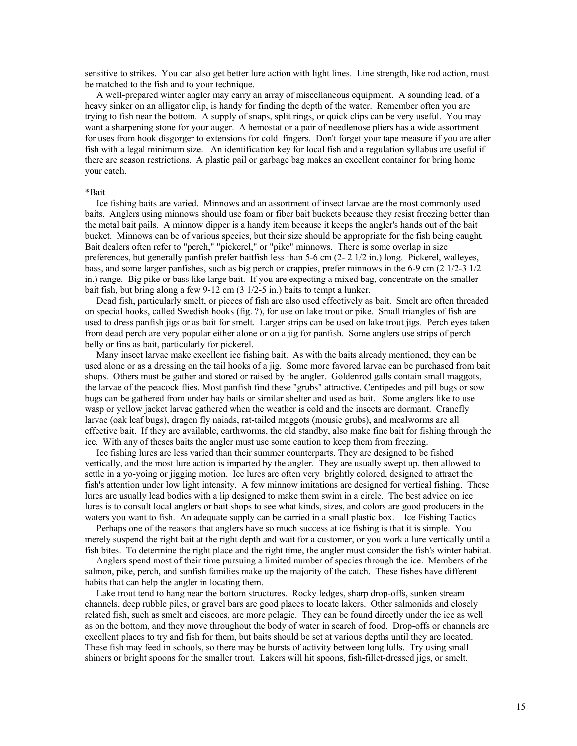sensitive to strikes. You can also get better lure action with light lines. Line strength, like rod action, must be matched to the fish and to your technique.

A well-prepared winter angler may carry an array of miscellaneous equipment. A sounding lead, of a heavy sinker on an alligator clip, is handy for finding the depth of the water. Remember often you are trying to fish near the bottom. A supply of snaps, split rings, or quick clips can be very useful. You may want a sharpening stone for your auger. A hemostat or a pair of needlenose pliers has a wide assortment for uses from hook disgorger to extensions for cold fingers. Don't forget your tape measure if you are after fish with a legal minimum size. An identification key for local fish and a regulation syllabus are useful if there are season restrictions. A plastic pail or garbage bag makes an excellent container for bring home your catch.

*Bait

Ice fishing baits are varied. Minnows and an assortment of insect larvae are the most commonly used baits. Anglers using minnows should use foam or fiber bait buckets because they resist freezing better than the metal bait pails. A minnow dipper is a handy item because it keeps the angler's hands out of the bait bucket. Minnows can be of various species, but their size should be appropriate for the fish being caught. Bait dealers often refer to "perch," "pickerel," or "pike" minnows. There is some overlap in size preferences, but generally panfish prefer baitfish less than 5-6 cm (2- 2 1/2 in.) long. Pickerel, walleyes, bass, and some larger panfishes, such as big perch or crappies, prefer minnows in the 6-9 cm (2 1/2-3 1/2 in.) range. Big pike or bass like large bait. If you are expecting a mixed bag, concentrate on the smaller bait fish, but bring along a few 9-12 cm (3 1/2-5 in.) baits to tempt a lunker.

Dead fish, particularly smelt, or pieces of fish are also used effectively as bait. Smelt are often threaded on special hooks, called Swedish hooks (fig. ?), for use on lake trout or pike. Small triangles of fish are used to dress panfish jigs or as bait for smelt. Larger strips can be used on lake trout jigs. Perch eyes taken from dead perch are very popular either alone or on a jig for panfish. Some anglers use strips of perch belly or fins as bait, particularly for pickerel.

Many insect larvae make excellent ice fishing bait. As with the baits already mentioned, they can be used alone or as a dressing on the tail hooks of a jig. Some more favored larvae can be purchased from bait shops. Others must be gather and stored or raised by the angler. Goldenrod galls contain small maggots, the larvae of the peacock flies. Most panfish find these "grubs" attractive. Centipedes and pill bugs or sow bugs can be gathered from under hay bails or similar shelter and used as bait. Some anglers like to use wasp or yellow jacket larvae gathered when the weather is cold and the insects are dormant. Cranefly larvae (oak leaf bugs), dragon fly naiads, rat-tailed maggots (mousie grubs), and mealworms are all effective bait. If they are available, earthworms, the old standby, also make fine bait for fishing through the ice. With any of theses baits the angler must use some caution to keep them from freezing.

Ice fishing lures are less varied than their summer counterparts. They are designed to be fished vertically, and the most lure action is imparted by the angler. They are usually swept up, then allowed to settle in a yo-yoing or jigging motion. Ice lures are often very brightly colored, designed to attract the fish's attention under low light intensity. A few minnow imitations are designed for vertical fishing. These lures are usually lead bodies with a lip designed to make them swim in a circle. The best advice on ice lures is to consult local anglers or bait shops to see what kinds, sizes, and colors are good producers in the waters you want to fish. An adequate supply can be carried in a small plastic box. Ice Fishing Tactics

Perhaps one of the reasons that anglers have so much success at ice fishing is that it is simple. You merely suspend the right bait at the right depth and wait for a customer, or you work a lure vertically until a fish bites. To determine the right place and the right time, the angler must consider the fish's winter habitat.

Anglers spend most of their time pursuing a limited number of species through the ice. Members of the salmon, pike, perch, and sunfish families make up the majority of the catch. These fishes have different habits that can help the angler in locating them.

Lake trout tend to hang near the bottom structures. Rocky ledges, sharp drop-offs, sunken stream channels, deep rubble piles, or gravel bars are good places to locate lakers. Other salmonids and closely related fish, such as smelt and ciscoes, are more pelagic. They can be found directly under the ice as well as on the bottom, and they move throughout the body of water in search of food. Drop-offs or channels are excellent places to try and fish for them, but baits should be set at various depths until they are located. These fish may feed in schools, so there may be bursts of activity between long lulls. Try using small shiners or bright spoons for the smaller trout. Lakers will hit spoons, fish-fillet-dressed jigs, or smelt.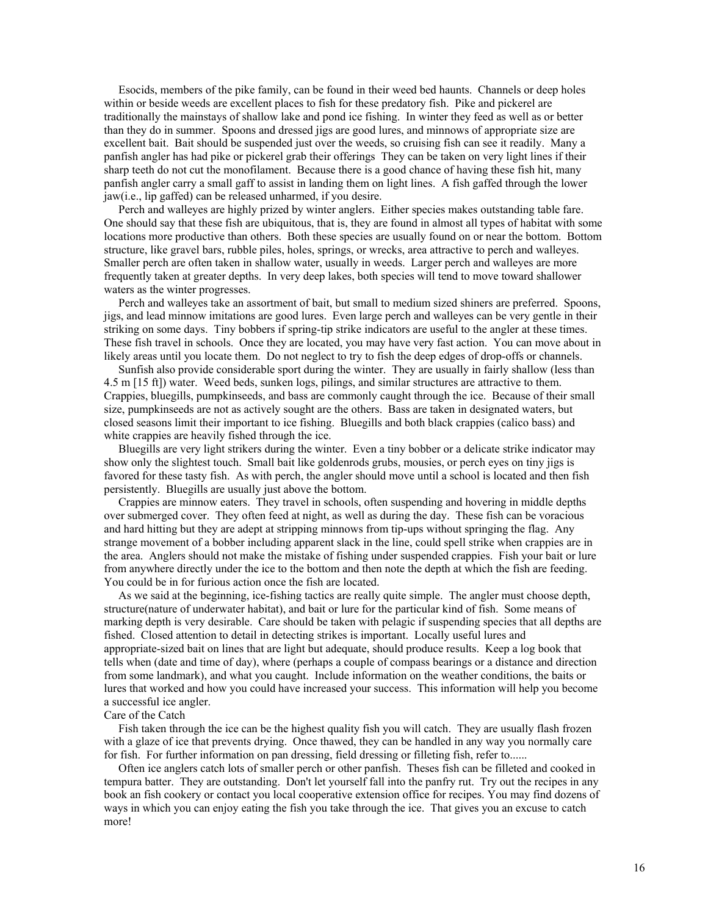Esocids, members of the pike family, can be found in their weed bed haunts. Channels or deep holes within or beside weeds are excellent places to fish for these predatory fish. Pike and pickerel are traditionally the mainstays of shallow lake and pond ice fishing. In winter they feed as well as or better than they do in summer. Spoons and dressed jigs are good lures, and minnows of appropriate size are excellent bait. Bait should be suspended just over the weeds, so cruising fish can see it readily. Many a panfish angler has had pike or pickerel grab their offerings They can be taken on very light lines if their sharp teeth do not cut the monofilament. Because there is a good chance of having these fish hit, many panfish angler carry a small gaff to assist in landing them on light lines. A fish gaffed through the lower jaw(i.e., lip gaffed) can be released unharmed, if you desire.

Perch and walleyes are highly prized by winter anglers. Either species makes outstanding table fare. One should say that these fish are ubiquitous, that is, they are found in almost all types of habitat with some locations more productive than others. Both these species are usually found on or near the bottom. Bottom structure, like gravel bars, rubble piles, holes, springs, or wrecks, area attractive to perch and walleyes. Smaller perch are often taken in shallow water, usually in weeds. Larger perch and walleyes are more frequently taken at greater depths. In very deep lakes, both species will tend to move toward shallower waters as the winter progresses.

Perch and walleyes take an assortment of bait, but small to medium sized shiners are preferred. Spoons, jigs, and lead minnow imitations are good lures. Even large perch and walleyes can be very gentle in their striking on some days. Tiny bobbers if spring-tip strike indicators are useful to the angler at these times. These fish travel in schools. Once they are located, you may have very fast action. You can move about in likely areas until you locate them. Do not neglect to try to fish the deep edges of drop-offs or channels.

Sunfish also provide considerable sport during the winter. They are usually in fairly shallow (less than 4.5 m [15 ft]) water. Weed beds, sunken logs, pilings, and similar structures are attractive to them. Crappies, bluegills, pumpkinseeds, and bass are commonly caught through the ice. Because of their small size, pumpkinseeds are not as actively sought are the others. Bass are taken in designated waters, but closed seasons limit their important to ice fishing. Bluegills and both black crappies (calico bass) and white crappies are heavily fished through the ice.

Bluegills are very light strikers during the winter. Even a tiny bobber or a delicate strike indicator may show only the slightest touch. Small bait like goldenrods grubs, mousies, or perch eyes on tiny jigs is favored for these tasty fish. As with perch, the angler should move until a school is located and then fish persistently. Bluegills are usually just above the bottom.

Crappies are minnow eaters. They travel in schools, often suspending and hovering in middle depths over submerged cover. They often feed at night, as well as during the day. These fish can be voracious and hard hitting but they are adept at stripping minnows from tip-ups without springing the flag. Any strange movement of a bobber including apparent slack in the line, could spell strike when crappies are in the area. Anglers should not make the mistake of fishing under suspended crappies. Fish your bait or lure from anywhere directly under the ice to the bottom and then note the depth at which the fish are feeding. You could be in for furious action once the fish are located.

As we said at the beginning, ice-fishing tactics are really quite simple. The angler must choose depth, structure(nature of underwater habitat), and bait or lure for the particular kind of fish. Some means of marking depth is very desirable. Care should be taken with pelagic if suspending species that all depths are fished. Closed attention to detail in detecting strikes is important. Locally useful lures and appropriate-sized bait on lines that are light but adequate, should produce results. Keep a log book that tells when (date and time of day), where (perhaps a couple of compass bearings or a distance and direction from some landmark), and what you caught. Include information on the weather conditions, the baits or lures that worked and how you could have increased your success. This information will help you become a successful ice angler.

## Care of the Catch

Fish taken through the ice can be the highest quality fish you will catch. They are usually flash frozen with a glaze of ice that prevents drying. Once thawed, they can be handled in any way you normally care for fish. For further information on pan dressing, field dressing or filleting fish, refer to......

Often ice anglers catch lots of smaller perch or other panfish. Theses fish can be filleted and cooked in tempura batter. They are outstanding. Don't let yourself fall into the panfry rut. Try out the recipes in any book an fish cookery or contact you local cooperative extension office for recipes. You may find dozens of ways in which you can enjoy eating the fish you take through the ice. That gives you an excuse to catch more!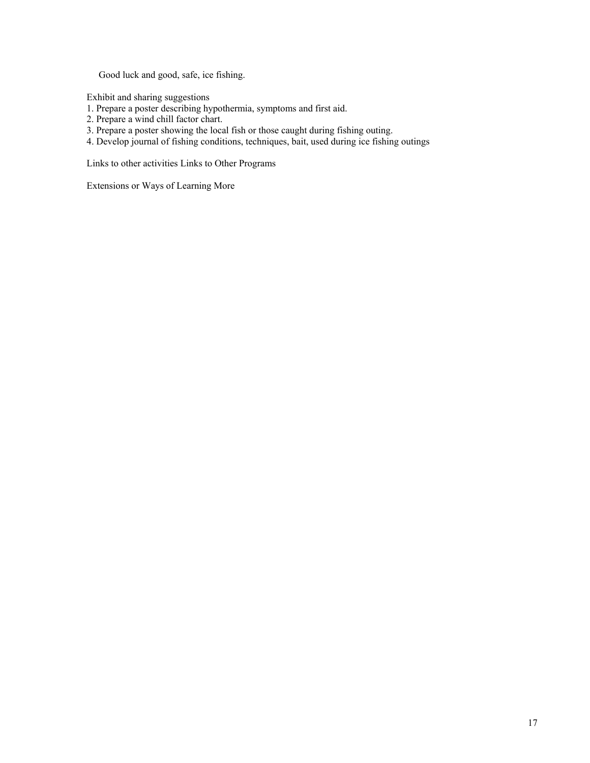Good luck and good, safe, ice fishing.

Exhibit and sharing suggestions

1. Prepare a poster describing hypothermia, symptoms and first aid.
2. Prepare a wind chill factor chart.
3. Prepare a poster showing the local fish or those caught during fishing outing.
4. Develop journal of fishing conditions, techniques, bait, used during ice fishing outings

Links to other activities Links to Other Programs

Extensions or Ways of Learning More